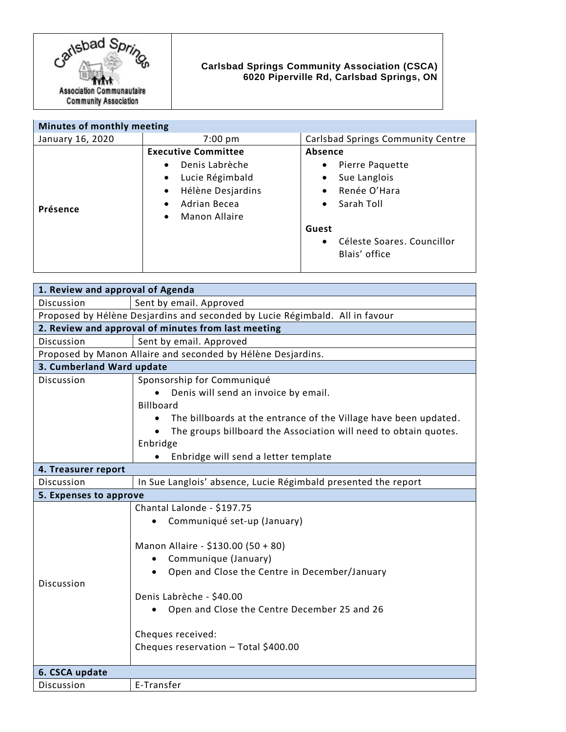Carlsbad Springs Association Communautaire Community Association

**Carlsbad Springs Community Association (CSCA)**
**6020 Piperville Rd, Carlsbad Springs, ON**

| Minutes of monthly meeting | | |
|---|---|---|
| January 16, 2020 | 7:00 pm | Carlsbad Springs Community Centre |
| **Présence** | **Executive Committee**<br>• Denis Labrèche<br>• Lucie Régimbald<br>• Hélène Desjardins<br>• Adrian Becea<br>• Manon Allaire | **Absence**<br>• Pierre Paquette<br>• Sue Langlois<br>• Renée O'Hara<br>• Sarah Toll<br><br>**Guest**<br>• Céleste Soares. Councillor Blais' office |

| **1. Review and approval of Agenda** | |
|---|---|
| Discussion | Sent by email. Approved |
| Proposed by Hélène Desjardins and seconded by Lucie Régimbald. All in favour | |
| **2. Review and approval of minutes from last meeting** | |
| Discussion | Sent by email. Approved |
| Proposed by Manon Allaire and seconded by Hélène Desjardins. | |
| **3. Cumberland Ward update** | |
| Discussion | Sponsorship for Communiqué<br>• Denis will send an invoice by email.<br>Billboard<br>• The billboards at the entrance of the Village have been updated.<br>• The groups billboard the Association will need to obtain quotes.<br>Enbridge<br>• Enbridge will send a letter template |
| **4. Treasurer report** | |
| Discussion | In Sue Langlois' absence, Lucie Régimbald presented the report |
| **5. Expenses to approve** | |
| Discussion | Chantal Lalonde - $197.75<br>• Communiqué set-up (January)<br><br>Manon Allaire - $130.00 (50 + 80)<br>• Communique (January)<br>• Open and Close the Centre in December/January<br><br>Denis Labrèche - $40.00<br>• Open and Close the Centre December 25 and 26<br><br>Cheques received:<br>Cheques reservation – Total $400.00 |
| **6. CSCA update** | |
| Discussion | E-Transfer |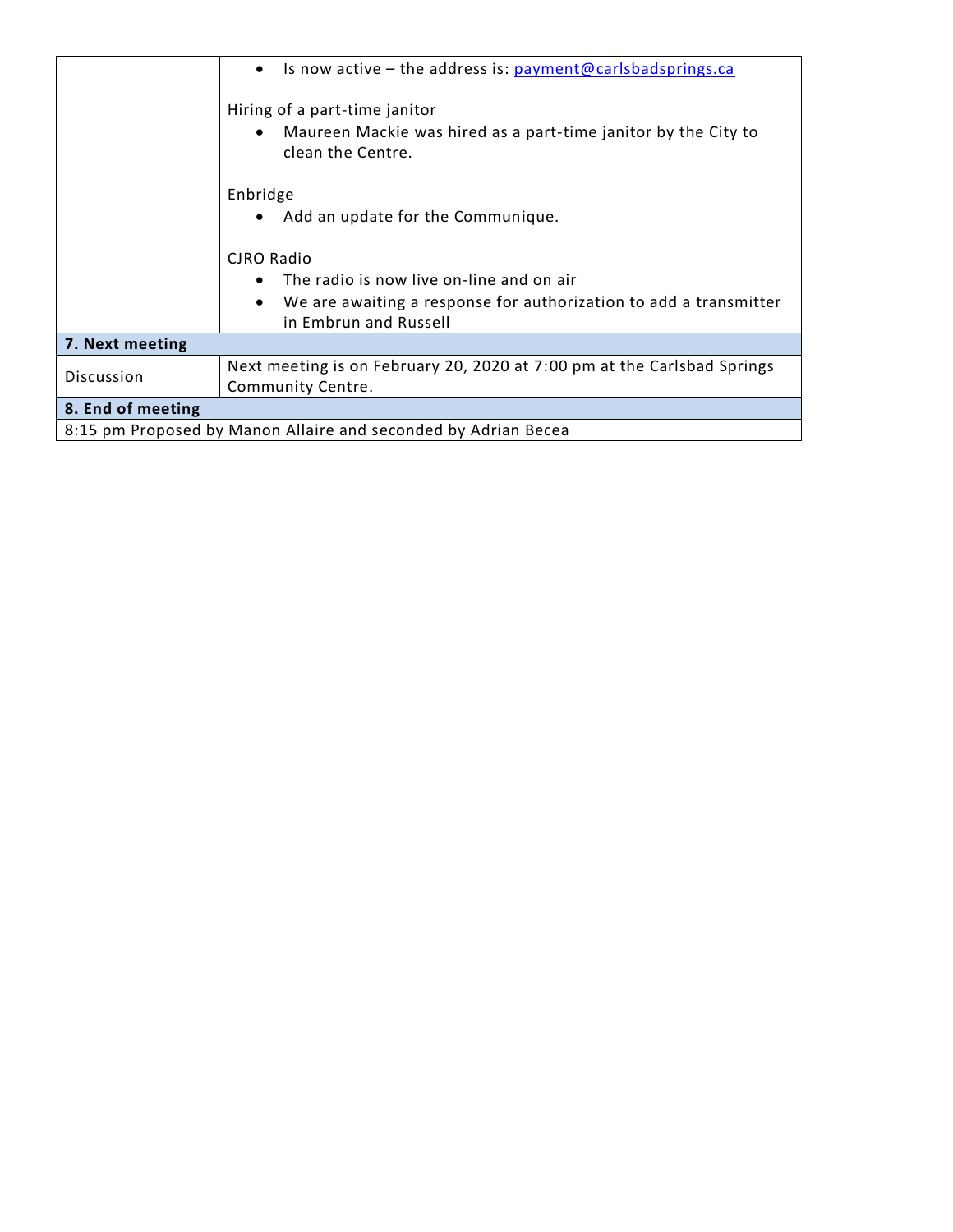| | |
|---|---|
| | • Is now active – the address is: payment@carlsbadsprings.ca<br><br>Hiring of a part-time janitor<br>• Maureen Mackie was hired as a part-time janitor by the City to clean the Centre.<br><br>Enbridge<br>• Add an update for the Communique.<br><br>CJRO Radio<br>• The radio is now live on-line and on air<br>• We are awaiting a response for authorization to add a transmitter in Embrun and Russell |
| **7. Next meeting** | |
| Discussion | Next meeting is on February 20, 2020 at 7:00 pm at the Carlsbad Springs Community Centre. |
| **8. End of meeting** | |
| 8:15 pm Proposed by Manon Allaire and seconded by Adrian Becea | |